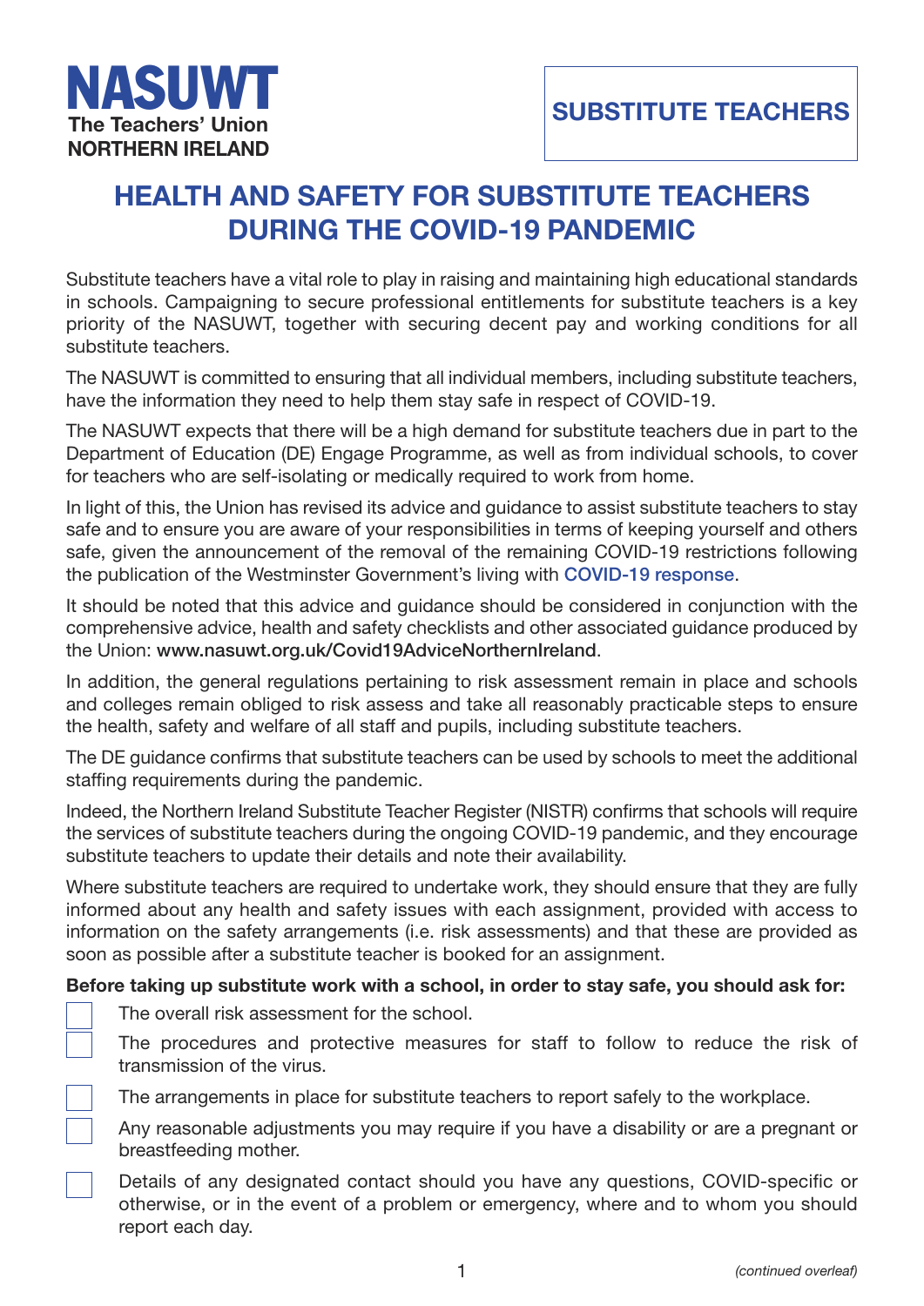**NASUWT**
The Teachers' Union
NORTHERN IRELAND

**SUBSTITUTE TEACHERS**

# HEALTH AND SAFETY FOR SUBSTITUTE TEACHERS DURING THE COVID-19 PANDEMIC

Substitute teachers have a vital role to play in raising and maintaining high educational standards in schools. Campaigning to secure professional entitlements for substitute teachers is a key priority of the NASUWT, together with securing decent pay and working conditions for all substitute teachers.

The NASUWT is committed to ensuring that all individual members, including substitute teachers, have the information they need to help them stay safe in respect of COVID-19.

The NASUWT expects that there will be a high demand for substitute teachers due in part to the Department of Education (DE) Engage Programme, as well as from individual schools, to cover for teachers who are self-isolating or medically required to work from home.

In light of this, the Union has revised its advice and guidance to assist substitute teachers to stay safe and to ensure you are aware of your responsibilities in terms of keeping yourself and others safe, given the announcement of the removal of the remaining COVID-19 restrictions following the publication of the Westminster Government's living with COVID-19 response.

It should be noted that this advice and guidance should be considered in conjunction with the comprehensive advice, health and safety checklists and other associated guidance produced by the Union: www.nasuwt.org.uk/Covid19AdviceNorthernIreland.

In addition, the general regulations pertaining to risk assessment remain in place and schools and colleges remain obliged to risk assess and take all reasonably practicable steps to ensure the health, safety and welfare of all staff and pupils, including substitute teachers.

The DE guidance confirms that substitute teachers can be used by schools to meet the additional staffing requirements during the pandemic.

Indeed, the Northern Ireland Substitute Teacher Register (NISTR) confirms that schools will require the services of substitute teachers during the ongoing COVID-19 pandemic, and they encourage substitute teachers to update their details and note their availability.

Where substitute teachers are required to undertake work, they should ensure that they are fully informed about any health and safety issues with each assignment, provided with access to information on the safety arrangements (i.e. risk assessments) and that these are provided as soon as possible after a substitute teacher is booked for an assignment.

**Before taking up substitute work with a school, in order to stay safe, you should ask for:**

- [ ] The overall risk assessment for the school.
- [ ] The procedures and protective measures for staff to follow to reduce the risk of transmission of the virus.
- [ ] The arrangements in place for substitute teachers to report safely to the workplace.
- [ ] Any reasonable adjustments you may require if you have a disability or are a pregnant or breastfeeding mother.
- [ ] Details of any designated contact should you have any questions, COVID-specific or otherwise, or in the event of a problem or emergency, where and to whom you should report each day.

*(continued overleaf)*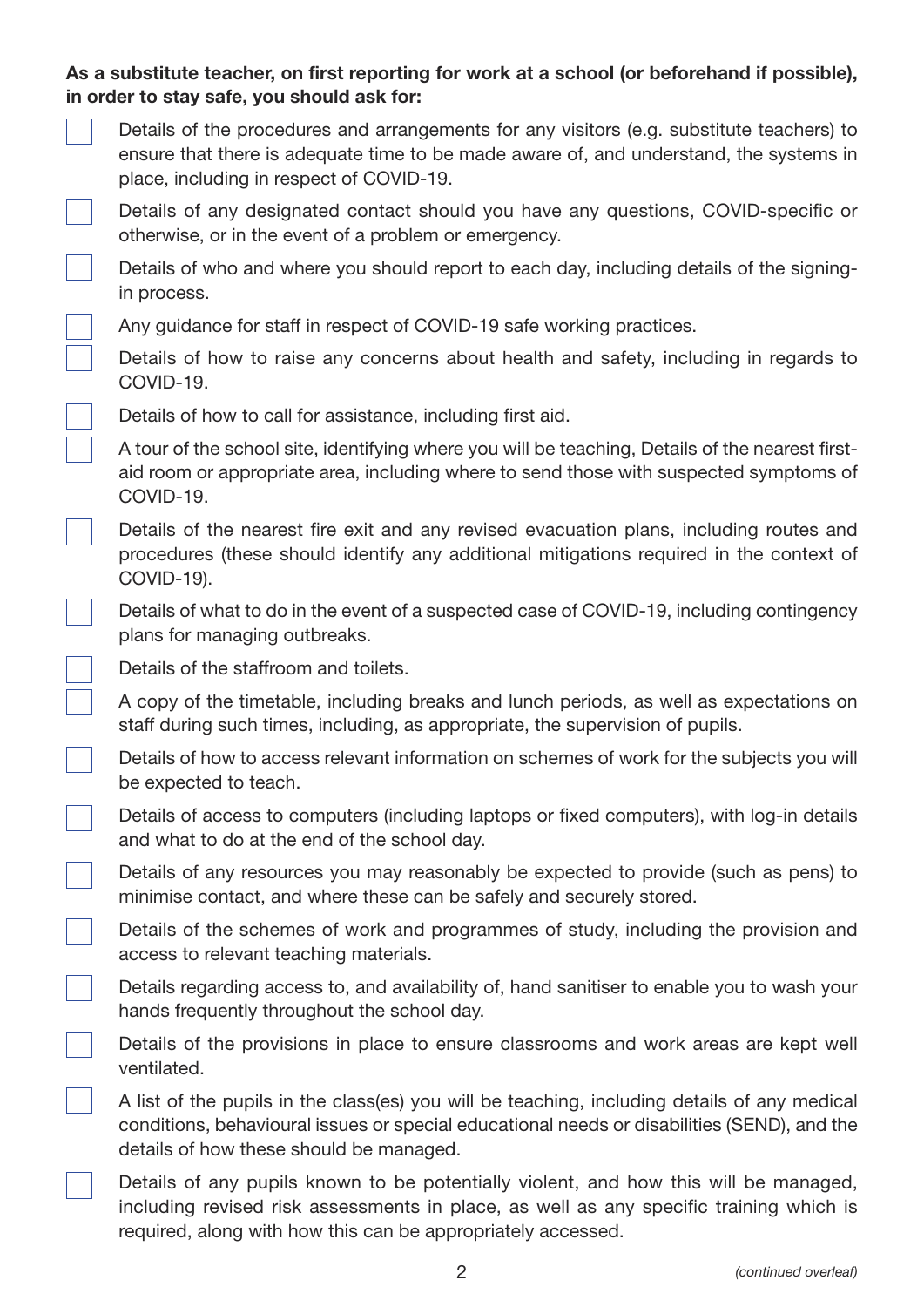**As a substitute teacher, on first reporting for work at a school (or beforehand if possible), in order to stay safe, you should ask for:**

- [ ] Details of the procedures and arrangements for any visitors (e.g. substitute teachers) to ensure that there is adequate time to be made aware of, and understand, the systems in place, including in respect of COVID-19.
- [ ] Details of any designated contact should you have any questions, COVID-specific or otherwise, or in the event of a problem or emergency.
- [ ] Details of who and where you should report to each day, including details of the signing-in process.
- [ ] Any guidance for staff in respect of COVID-19 safe working practices.
- [ ] Details of how to raise any concerns about health and safety, including in regards to COVID-19.
- [ ] Details of how to call for assistance, including first aid.
- [ ] A tour of the school site, identifying where you will be teaching, Details of the nearest first-aid room or appropriate area, including where to send those with suspected symptoms of COVID-19.
- [ ] Details of the nearest fire exit and any revised evacuation plans, including routes and procedures (these should identify any additional mitigations required in the context of COVID-19).
- [ ] Details of what to do in the event of a suspected case of COVID-19, including contingency plans for managing outbreaks.
- [ ] Details of the staffroom and toilets.
- [ ] A copy of the timetable, including breaks and lunch periods, as well as expectations on staff during such times, including, as appropriate, the supervision of pupils.
- [ ] Details of how to access relevant information on schemes of work for the subjects you will be expected to teach.
- [ ] Details of access to computers (including laptops or fixed computers), with log-in details and what to do at the end of the school day.
- [ ] Details of any resources you may reasonably be expected to provide (such as pens) to minimise contact, and where these can be safely and securely stored.
- [ ] Details of the schemes of work and programmes of study, including the provision and access to relevant teaching materials.
- [ ] Details regarding access to, and availability of, hand sanitiser to enable you to wash your hands frequently throughout the school day.
- [ ] Details of the provisions in place to ensure classrooms and work areas are kept well ventilated.
- [ ] A list of the pupils in the class(es) you will be teaching, including details of any medical conditions, behavioural issues or special educational needs or disabilities (SEND), and the details of how these should be managed.
- [ ] Details of any pupils known to be potentially violent, and how this will be managed, including revised risk assessments in place, as well as any specific training which is required, along with how this can be appropriately accessed.

*(continued overleaf)*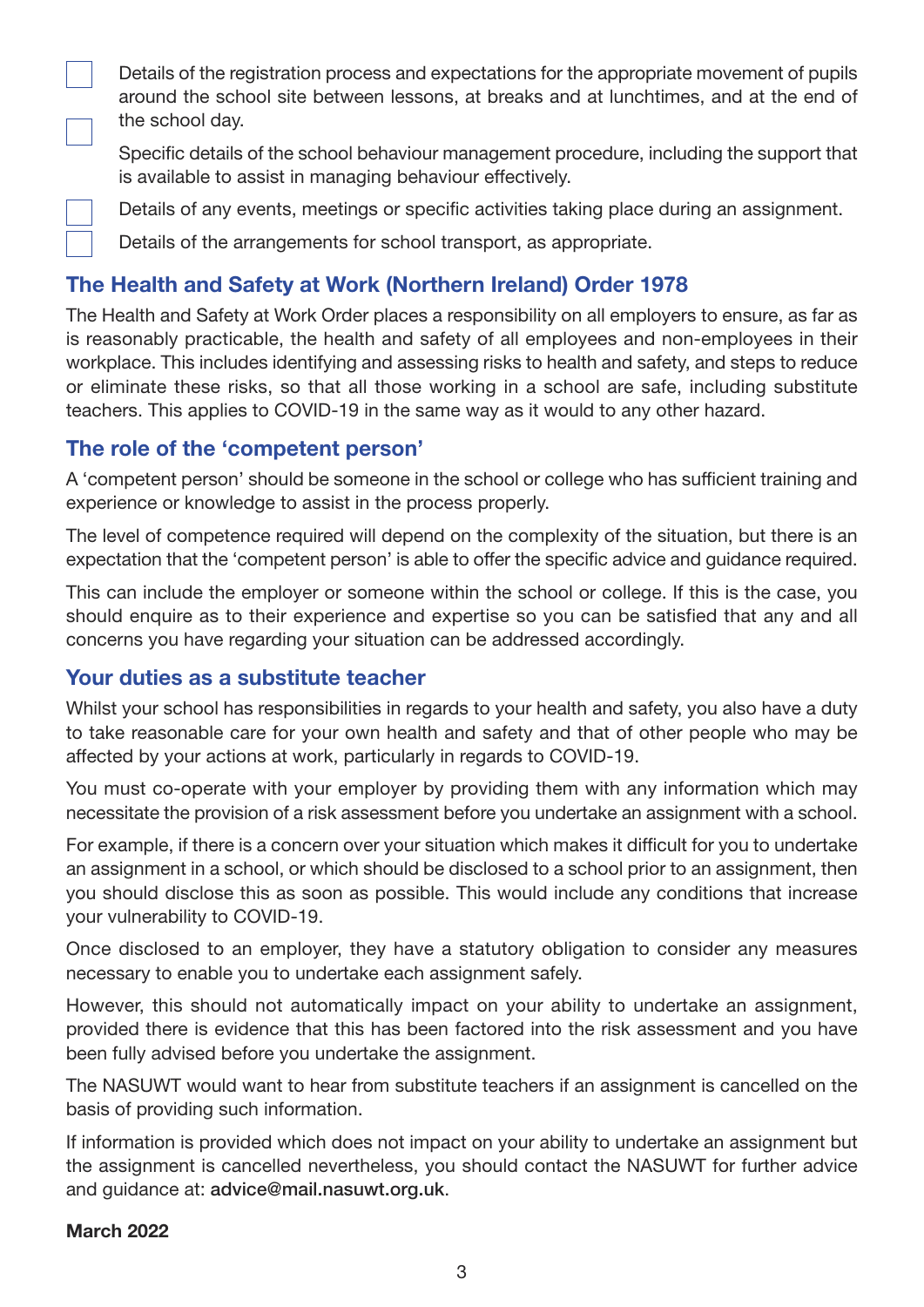- [ ] Details of the registration process and expectations for the appropriate movement of pupils around the school site between lessons, at breaks and at lunchtimes, and at the end of the school day.
- [ ] Specific details of the school behaviour management procedure, including the support that is available to assist in managing behaviour effectively.
- [ ] Details of any events, meetings or specific activities taking place during an assignment.
- [ ] Details of the arrangements for school transport, as appropriate.

## The Health and Safety at Work (Northern Ireland) Order 1978

The Health and Safety at Work Order places a responsibility on all employers to ensure, as far as is reasonably practicable, the health and safety of all employees and non-employees in their workplace. This includes identifying and assessing risks to health and safety, and steps to reduce or eliminate these risks, so that all those working in a school are safe, including substitute teachers. This applies to COVID-19 in the same way as it would to any other hazard.

## The role of the 'competent person'

A 'competent person' should be someone in the school or college who has sufficient training and experience or knowledge to assist in the process properly.

The level of competence required will depend on the complexity of the situation, but there is an expectation that the 'competent person' is able to offer the specific advice and guidance required.

This can include the employer or someone within the school or college. If this is the case, you should enquire as to their experience and expertise so you can be satisfied that any and all concerns you have regarding your situation can be addressed accordingly.

## Your duties as a substitute teacher

Whilst your school has responsibilities in regards to your health and safety, you also have a duty to take reasonable care for your own health and safety and that of other people who may be affected by your actions at work, particularly in regards to COVID-19.

You must co-operate with your employer by providing them with any information which may necessitate the provision of a risk assessment before you undertake an assignment with a school.

For example, if there is a concern over your situation which makes it difficult for you to undertake an assignment in a school, or which should be disclosed to a school prior to an assignment, then you should disclose this as soon as possible. This would include any conditions that increase your vulnerability to COVID-19.

Once disclosed to an employer, they have a statutory obligation to consider any measures necessary to enable you to undertake each assignment safely.

However, this should not automatically impact on your ability to undertake an assignment, provided there is evidence that this has been factored into the risk assessment and you have been fully advised before you undertake the assignment.

The NASUWT would want to hear from substitute teachers if an assignment is cancelled on the basis of providing such information.

If information is provided which does not impact on your ability to undertake an assignment but the assignment is cancelled nevertheless, you should contact the NASUWT for further advice and guidance at: **advice@mail.nasuwt.org.uk**.

**March 2022**